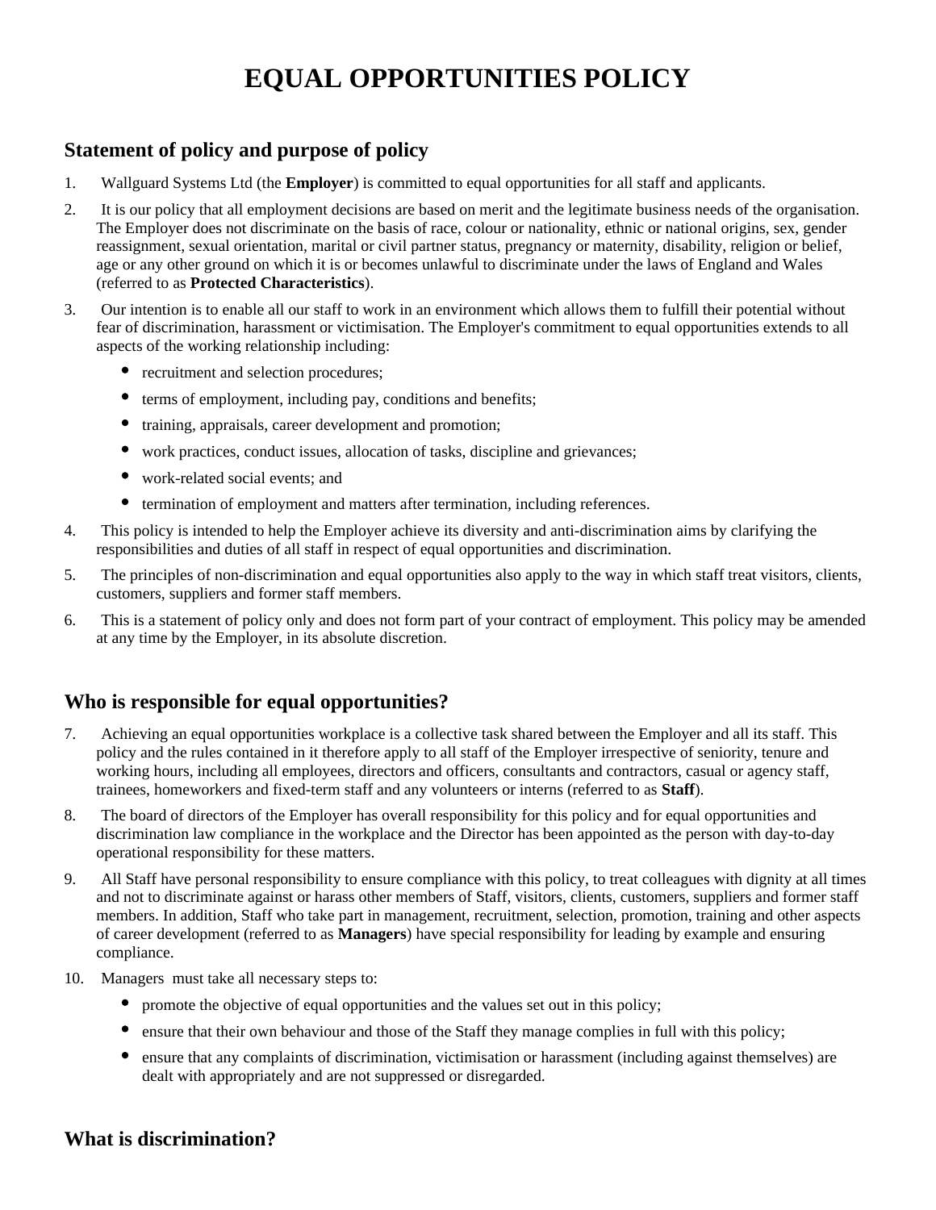# EQUAL OPPORTUNITIES POLICY

## Statement of policy and purpose of policy

1. Wallguard Systems Ltd (the **Employer**) is committed to equal opportunities for all staff and applicants.
2. It is our policy that all employment decisions are based on merit and the legitimate business needs of the organisation. The Employer does not discriminate on the basis of race, colour or nationality, ethnic or national origins, sex, gender reassignment, sexual orientation, marital or civil partner status, pregnancy or maternity, disability, religion or belief, age or any other ground on which it is or becomes unlawful to discriminate under the laws of England and Wales (referred to as **Protected Characteristics**).
3. Our intention is to enable all our staff to work in an environment which allows them to fulfill their potential without fear of discrimination, harassment or victimisation. The Employer's commitment to equal opportunities extends to all aspects of the working relationship including:
   - recruitment and selection procedures;
   - terms of employment, including pay, conditions and benefits;
   - training, appraisals, career development and promotion;
   - work practices, conduct issues, allocation of tasks, discipline and grievances;
   - work-related social events; and
   - termination of employment and matters after termination, including references.
4. This policy is intended to help the Employer achieve its diversity and anti-discrimination aims by clarifying the responsibilities and duties of all staff in respect of equal opportunities and discrimination.
5. The principles of non-discrimination and equal opportunities also apply to the way in which staff treat visitors, clients, customers, suppliers and former staff members.
6. This is a statement of policy only and does not form part of your contract of employment. This policy may be amended at any time by the Employer, in its absolute discretion.

## Who is responsible for equal opportunities?

7. Achieving an equal opportunities workplace is a collective task shared between the Employer and all its staff. This policy and the rules contained in it therefore apply to all staff of the Employer irrespective of seniority, tenure and working hours, including all employees, directors and officers, consultants and contractors, casual or agency staff, trainees, homeworkers and fixed-term staff and any volunteers or interns (referred to as **Staff**).
8. The board of directors of the Employer has overall responsibility for this policy and for equal opportunities and discrimination law compliance in the workplace and the Director has been appointed as the person with day-to-day operational responsibility for these matters.
9. All Staff have personal responsibility to ensure compliance with this policy, to treat colleagues with dignity at all times and not to discriminate against or harass other members of Staff, visitors, clients, customers, suppliers and former staff members. In addition, Staff who take part in management, recruitment, selection, promotion, training and other aspects of career development (referred to as **Managers**) have special responsibility for leading by example and ensuring compliance.
10. Managers must take all necessary steps to:
    - promote the objective of equal opportunities and the values set out in this policy;
    - ensure that their own behaviour and those of the Staff they manage complies in full with this policy;
    - ensure that any complaints of discrimination, victimisation or harassment (including against themselves) are dealt with appropriately and are not suppressed or disregarded.

## What is discrimination?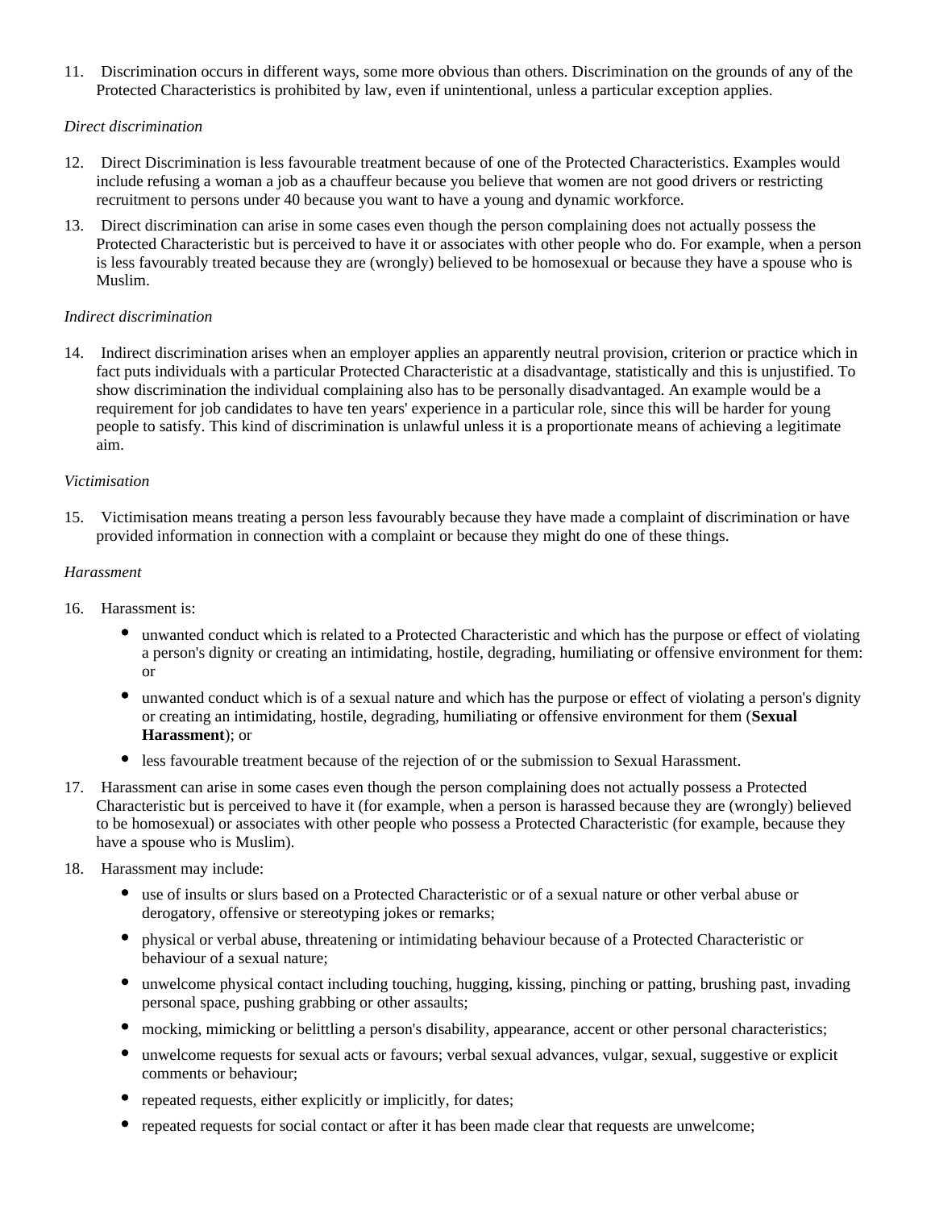11. Discrimination occurs in different ways, some more obvious than others. Discrimination on the grounds of any of the Protected Characteristics is prohibited by law, even if unintentional, unless a particular exception applies.

*Direct discrimination*

12. Direct Discrimination is less favourable treatment because of one of the Protected Characteristics. Examples would include refusing a woman a job as a chauffeur because you believe that women are not good drivers or restricting recruitment to persons under 40 because you want to have a young and dynamic workforce.

13. Direct discrimination can arise in some cases even though the person complaining does not actually possess the Protected Characteristic but is perceived to have it or associates with other people who do. For example, when a person is less favourably treated because they are (wrongly) believed to be homosexual or because they have a spouse who is Muslim.

*Indirect discrimination*

14. Indirect discrimination arises when an employer applies an apparently neutral provision, criterion or practice which in fact puts individuals with a particular Protected Characteristic at a disadvantage, statistically and this is unjustified. To show discrimination the individual complaining also has to be personally disadvantaged. An example would be a requirement for job candidates to have ten years' experience in a particular role, since this will be harder for young people to satisfy. This kind of discrimination is unlawful unless it is a proportionate means of achieving a legitimate aim.

*Victimisation*

15. Victimisation means treating a person less favourably because they have made a complaint of discrimination or have provided information in connection with a complaint or because they might do one of these things.

*Harassment*

16. Harassment is:
    - unwanted conduct which is related to a Protected Characteristic and which has the purpose or effect of violating a person's dignity or creating an intimidating, hostile, degrading, humiliating or offensive environment for them: or
    - unwanted conduct which is of a sexual nature and which has the purpose or effect of violating a person's dignity or creating an intimidating, hostile, degrading, humiliating or offensive environment for them (**Sexual Harassment**); or
    - less favourable treatment because of the rejection of or the submission to Sexual Harassment.

17. Harassment can arise in some cases even though the person complaining does not actually possess a Protected Characteristic but is perceived to have it (for example, when a person is harassed because they are (wrongly) believed to be homosexual) or associates with other people who possess a Protected Characteristic (for example, because they have a spouse who is Muslim).

18. Harassment may include:
    - use of insults or slurs based on a Protected Characteristic or of a sexual nature or other verbal abuse or derogatory, offensive or stereotyping jokes or remarks;
    - physical or verbal abuse, threatening or intimidating behaviour because of a Protected Characteristic or behaviour of a sexual nature;
    - unwelcome physical contact including touching, hugging, kissing, pinching or patting, brushing past, invading personal space, pushing grabbing or other assaults;
    - mocking, mimicking or belittling a person's disability, appearance, accent or other personal characteristics;
    - unwelcome requests for sexual acts or favours; verbal sexual advances, vulgar, sexual, suggestive or explicit comments or behaviour;
    - repeated requests, either explicitly or implicitly, for dates;
    - repeated requests for social contact or after it has been made clear that requests are unwelcome;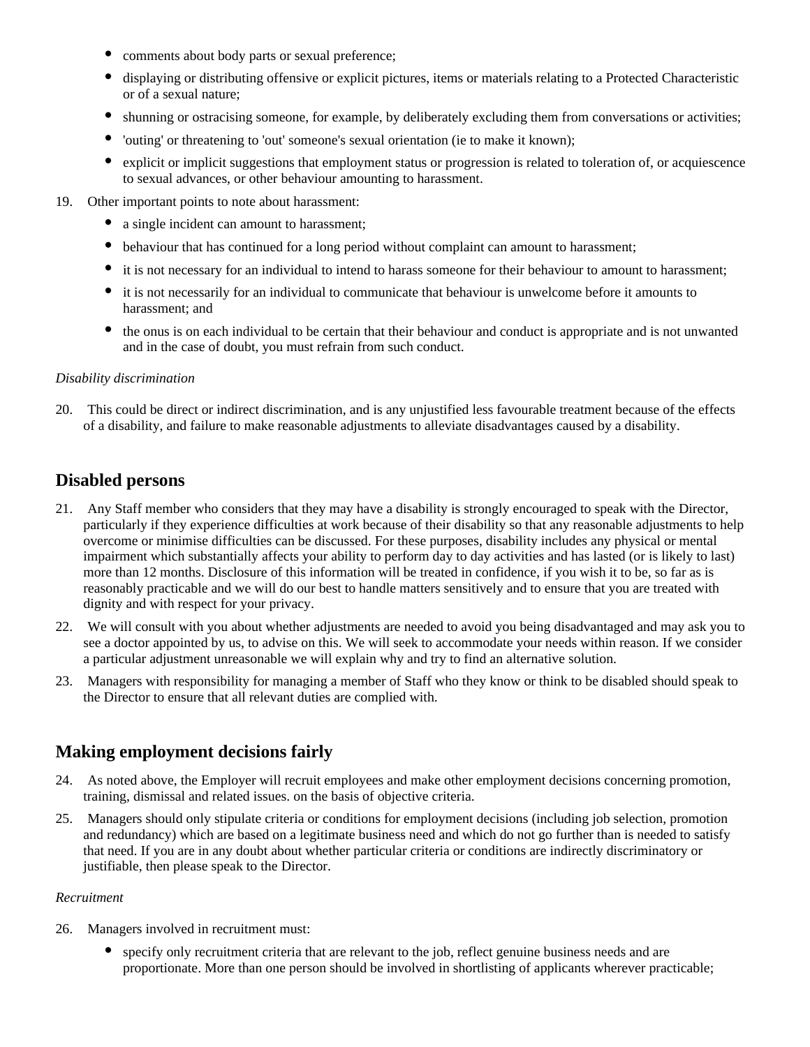- comments about body parts or sexual preference;
- displaying or distributing offensive or explicit pictures, items or materials relating to a Protected Characteristic or of a sexual nature;
- shunning or ostracising someone, for example, by deliberately excluding them from conversations or activities;
- 'outing' or threatening to 'out' someone's sexual orientation (ie to make it known);
- explicit or implicit suggestions that employment status or progression is related to toleration of, or acquiescence to sexual advances, or other behaviour amounting to harassment.

19. Other important points to note about harassment:
    - a single incident can amount to harassment;
    - behaviour that has continued for a long period without complaint can amount to harassment;
    - it is not necessary for an individual to intend to harass someone for their behaviour to amount to harassment;
    - it is not necessarily for an individual to communicate that behaviour is unwelcome before it amounts to harassment; and
    - the onus is on each individual to be certain that their behaviour and conduct is appropriate and is not unwanted and in the case of doubt, you must refrain from such conduct.

*Disability discrimination*

20. This could be direct or indirect discrimination, and is any unjustified less favourable treatment because of the effects of a disability, and failure to make reasonable adjustments to alleviate disadvantages caused by a disability.

## Disabled persons

21. Any Staff member who considers that they may have a disability is strongly encouraged to speak with the Director, particularly if they experience difficulties at work because of their disability so that any reasonable adjustments to help overcome or minimise difficulties can be discussed. For these purposes, disability includes any physical or mental impairment which substantially affects your ability to perform day to day activities and has lasted (or is likely to last) more than 12 months. Disclosure of this information will be treated in confidence, if you wish it to be, so far as is reasonably practicable and we will do our best to handle matters sensitively and to ensure that you are treated with dignity and with respect for your privacy.
22. We will consult with you about whether adjustments are needed to avoid you being disadvantaged and may ask you to see a doctor appointed by us, to advise on this. We will seek to accommodate your needs within reason. If we consider a particular adjustment unreasonable we will explain why and try to find an alternative solution.
23. Managers with responsibility for managing a member of Staff who they know or think to be disabled should speak to the Director to ensure that all relevant duties are complied with.

## Making employment decisions fairly

24. As noted above, the Employer will recruit employees and make other employment decisions concerning promotion, training, dismissal and related issues. on the basis of objective criteria.
25. Managers should only stipulate criteria or conditions for employment decisions (including job selection, promotion and redundancy) which are based on a legitimate business need and which do not go further than is needed to satisfy that need. If you are in any doubt about whether particular criteria or conditions are indirectly discriminatory or justifiable, then please speak to the Director.

*Recruitment*

26. Managers involved in recruitment must:
    - specify only recruitment criteria that are relevant to the job, reflect genuine business needs and are proportionate. More than one person should be involved in shortlisting of applicants wherever practicable;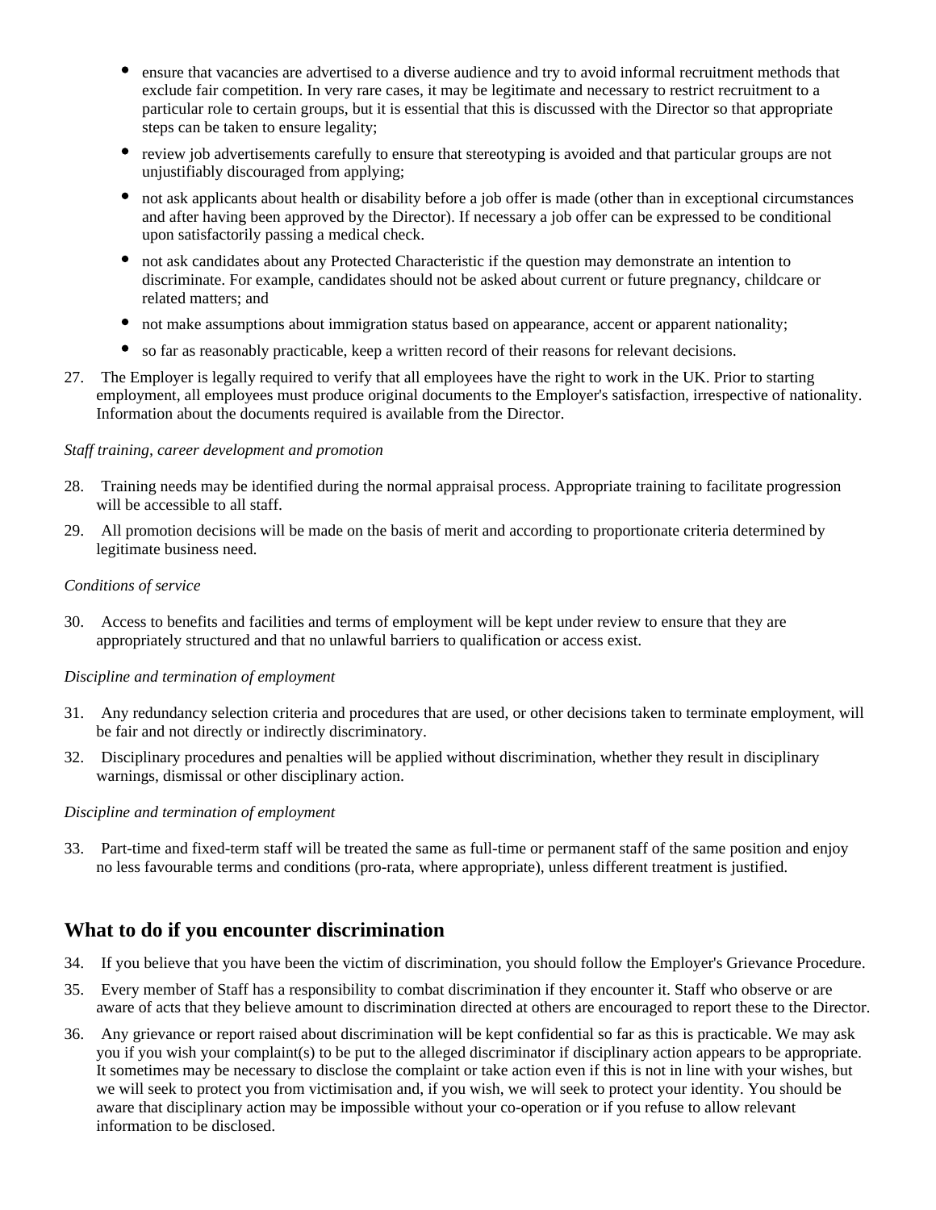- ensure that vacancies are advertised to a diverse audience and try to avoid informal recruitment methods that exclude fair competition. In very rare cases, it may be legitimate and necessary to restrict recruitment to a particular role to certain groups, but it is essential that this is discussed with the Director so that appropriate steps can be taken to ensure legality;
- review job advertisements carefully to ensure that stereotyping is avoided and that particular groups are not unjustifiably discouraged from applying;
- not ask applicants about health or disability before a job offer is made (other than in exceptional circumstances and after having been approved by the Director). If necessary a job offer can be expressed to be conditional upon satisfactorily passing a medical check.
- not ask candidates about any Protected Characteristic if the question may demonstrate an intention to discriminate. For example, candidates should not be asked about current or future pregnancy, childcare or related matters; and
- not make assumptions about immigration status based on appearance, accent or apparent nationality;
- so far as reasonably practicable, keep a written record of their reasons for relevant decisions.

27. The Employer is legally required to verify that all employees have the right to work in the UK. Prior to starting employment, all employees must produce original documents to the Employer's satisfaction, irrespective of nationality. Information about the documents required is available from the Director.

*Staff training, career development and promotion*

28. Training needs may be identified during the normal appraisal process. Appropriate training to facilitate progression will be accessible to all staff.
29. All promotion decisions will be made on the basis of merit and according to proportionate criteria determined by legitimate business need.

*Conditions of service*

30. Access to benefits and facilities and terms of employment will be kept under review to ensure that they are appropriately structured and that no unlawful barriers to qualification or access exist.

*Discipline and termination of employment*

31. Any redundancy selection criteria and procedures that are used, or other decisions taken to terminate employment, will be fair and not directly or indirectly discriminatory.
32. Disciplinary procedures and penalties will be applied without discrimination, whether they result in disciplinary warnings, dismissal or other disciplinary action.

*Discipline and termination of employment*

33. Part-time and fixed-term staff will be treated the same as full-time or permanent staff of the same position and enjoy no less favourable terms and conditions (pro-rata, where appropriate), unless different treatment is justified.

## What to do if you encounter discrimination

34. If you believe that you have been the victim of discrimination, you should follow the Employer's Grievance Procedure.
35. Every member of Staff has a responsibility to combat discrimination if they encounter it. Staff who observe or are aware of acts that they believe amount to discrimination directed at others are encouraged to report these to the Director.
36. Any grievance or report raised about discrimination will be kept confidential so far as this is practicable. We may ask you if you wish your complaint(s) to be put to the alleged discriminator if disciplinary action appears to be appropriate. It sometimes may be necessary to disclose the complaint or take action even if this is not in line with your wishes, but we will seek to protect you from victimisation and, if you wish, we will seek to protect your identity. You should be aware that disciplinary action may be impossible without your co-operation or if you refuse to allow relevant information to be disclosed.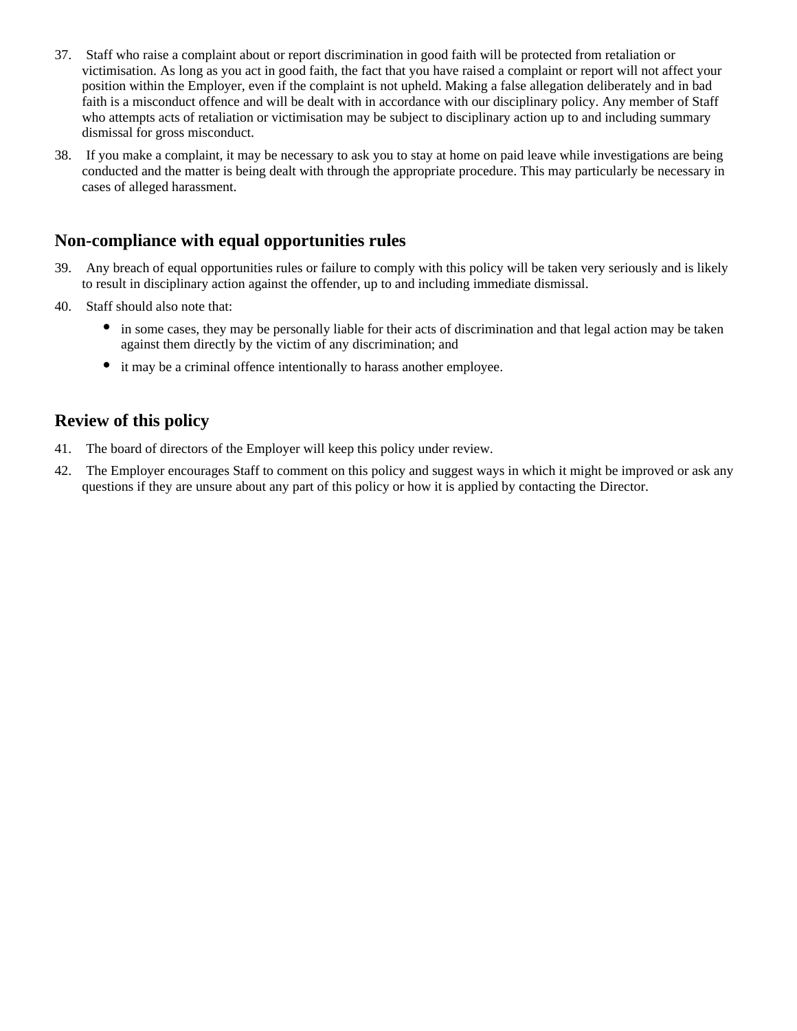37. Staff who raise a complaint about or report discrimination in good faith will be protected from retaliation or victimisation. As long as you act in good faith, the fact that you have raised a complaint or report will not affect your position within the Employer, even if the complaint is not upheld. Making a false allegation deliberately and in bad faith is a misconduct offence and will be dealt with in accordance with our disciplinary policy. Any member of Staff who attempts acts of retaliation or victimisation may be subject to disciplinary action up to and including summary dismissal for gross misconduct.

38. If you make a complaint, it may be necessary to ask you to stay at home on paid leave while investigations are being conducted and the matter is being dealt with through the appropriate procedure. This may particularly be necessary in cases of alleged harassment.

## Non-compliance with equal opportunities rules

39. Any breach of equal opportunities rules or failure to comply with this policy will be taken very seriously and is likely to result in disciplinary action against the offender, up to and including immediate dismissal.

40. Staff should also note that:

    - in some cases, they may be personally liable for their acts of discrimination and that legal action may be taken against them directly by the victim of any discrimination; and
    - it may be a criminal offence intentionally to harass another employee.

## Review of this policy

41. The board of directors of the Employer will keep this policy under review.

42. The Employer encourages Staff to comment on this policy and suggest ways in which it might be improved or ask any questions if they are unsure about any part of this policy or how it is applied by contacting the Director.